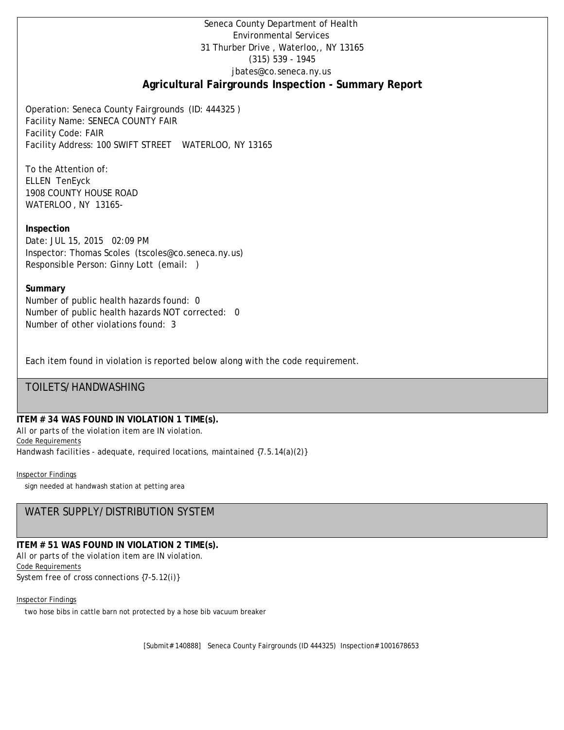Seneca County Department of Health
Environmental Services
31 Thurber Drive , Waterloo,, NY 13165
(315) 539 - 1945
jbates@co.seneca.ny.us

# Agricultural Fairgrounds Inspection - Summary Report

Operation: Seneca County Fairgrounds (ID: 444325 )
Facility Name: SENECA COUNTY FAIR
Facility Code: FAIR
Facility Address: 100 SWIFT STREET WATERLOO, NY 13165

To the Attention of:
ELLEN TenEyck
1908 COUNTY HOUSE ROAD
WATERLOO , NY 13165-

**Inspection**
Date: JUL 15, 2015 02:09 PM
Inspector: Thomas Scoles (tscoles@co.seneca.ny.us)
Responsible Person: Ginny Lott (email: )

**Summary**
Number of public health hazards found: 0
Number of public health hazards NOT corrected: 0
Number of other violations found: 3

Each item found in violation is reported below along with the code requirement.

## TOILETS/HANDWASHING

**ITEM # 34 WAS FOUND IN VIOLATION 1 TIME(s).**
*All or parts of the violation item are IN violation.*
Code Requirements
*Handwash facilities - adequate, required locations, maintained {7.5.14(a)(2)}*

Inspector Findings
sign needed at handwash station at petting area

## WATER SUPPLY/DISTRIBUTION SYSTEM

**ITEM # 51 WAS FOUND IN VIOLATION 2 TIME(s).**
*All or parts of the violation item are IN violation.*
Code Requirements
*System free of cross connections {7-5.12(i)}*

Inspector Findings
two hose bibs in cattle barn not protected by a hose bib vacuum breaker

[Submit# 140888] Seneca County Fairgrounds (ID 444325) Inspection# 1001678653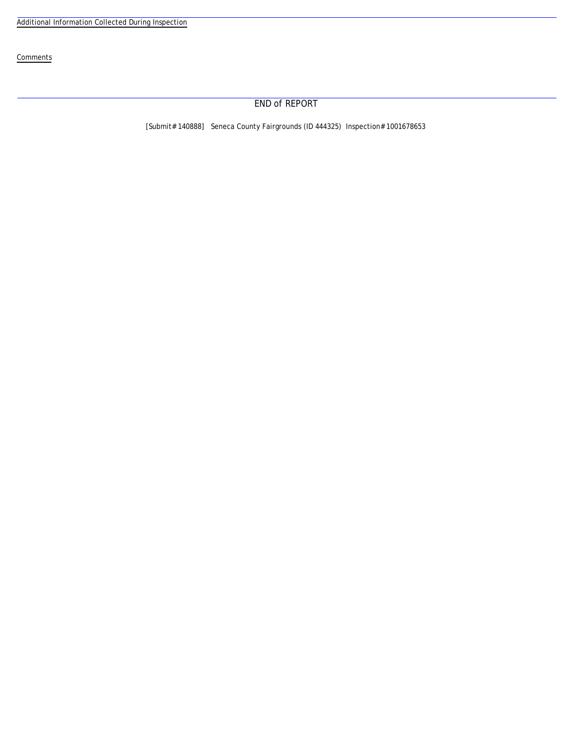Additional Information Collected During Inspection

Comments

END of REPORT

[Submit# 140888] Seneca County Fairgrounds (ID 444325) Inspection# 1001678653